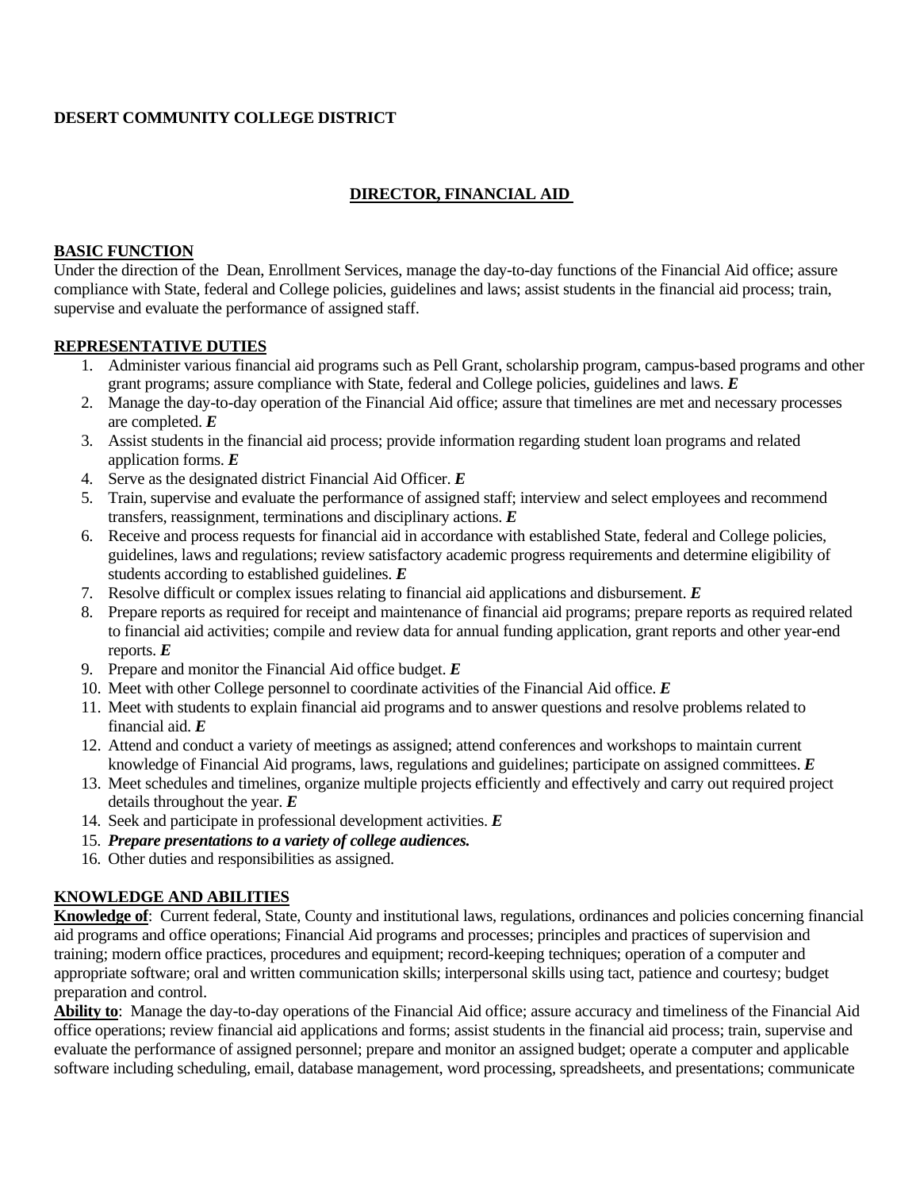**DESERT COMMUNITY COLLEGE DISTRICT**

# DIRECTOR, FINANCIAL AID

## BASIC FUNCTION

Under the direction of the Dean, Enrollment Services, manage the day-to-day functions of the Financial Aid office; assure compliance with State, federal and College policies, guidelines and laws; assist students in the financial aid process; train, supervise and evaluate the performance of assigned staff.

## REPRESENTATIVE DUTIES

1. Administer various financial aid programs such as Pell Grant, scholarship program, campus-based programs and other grant programs; assure compliance with State, federal and College policies, guidelines and laws. ***E***
2. Manage the day-to-day operation of the Financial Aid office; assure that timelines are met and necessary processes are completed. ***E***
3. Assist students in the financial aid process; provide information regarding student loan programs and related application forms. ***E***
4. Serve as the designated district Financial Aid Officer. ***E***
5. Train, supervise and evaluate the performance of assigned staff; interview and select employees and recommend transfers, reassignment, terminations and disciplinary actions. ***E***
6. Receive and process requests for financial aid in accordance with established State, federal and College policies, guidelines, laws and regulations; review satisfactory academic progress requirements and determine eligibility of students according to established guidelines. ***E***
7. Resolve difficult or complex issues relating to financial aid applications and disbursement. ***E***
8. Prepare reports as required for receipt and maintenance of financial aid programs; prepare reports as required related to financial aid activities; compile and review data for annual funding application, grant reports and other year-end reports. ***E***
9. Prepare and monitor the Financial Aid office budget. ***E***
10. Meet with other College personnel to coordinate activities of the Financial Aid office. ***E***
11. Meet with students to explain financial aid programs and to answer questions and resolve problems related to financial aid. ***E***
12. Attend and conduct a variety of meetings as assigned; attend conferences and workshops to maintain current knowledge of Financial Aid programs, laws, regulations and guidelines; participate on assigned committees. ***E***
13. Meet schedules and timelines, organize multiple projects efficiently and effectively and carry out required project details throughout the year. ***E***
14. Seek and participate in professional development activities. ***E***
15. ***Prepare presentations to a variety of college audiences.***
16. Other duties and responsibilities as assigned.

## KNOWLEDGE AND ABILITIES

**Knowledge of**: Current federal, State, County and institutional laws, regulations, ordinances and policies concerning financial aid programs and office operations; Financial Aid programs and processes; principles and practices of supervision and training; modern office practices, procedures and equipment; record-keeping techniques; operation of a computer and appropriate software; oral and written communication skills; interpersonal skills using tact, patience and courtesy; budget preparation and control.

**Ability to**: Manage the day-to-day operations of the Financial Aid office; assure accuracy and timeliness of the Financial Aid office operations; review financial aid applications and forms; assist students in the financial aid process; train, supervise and evaluate the performance of assigned personnel; prepare and monitor an assigned budget; operate a computer and applicable software including scheduling, email, database management, word processing, spreadsheets, and presentations; communicate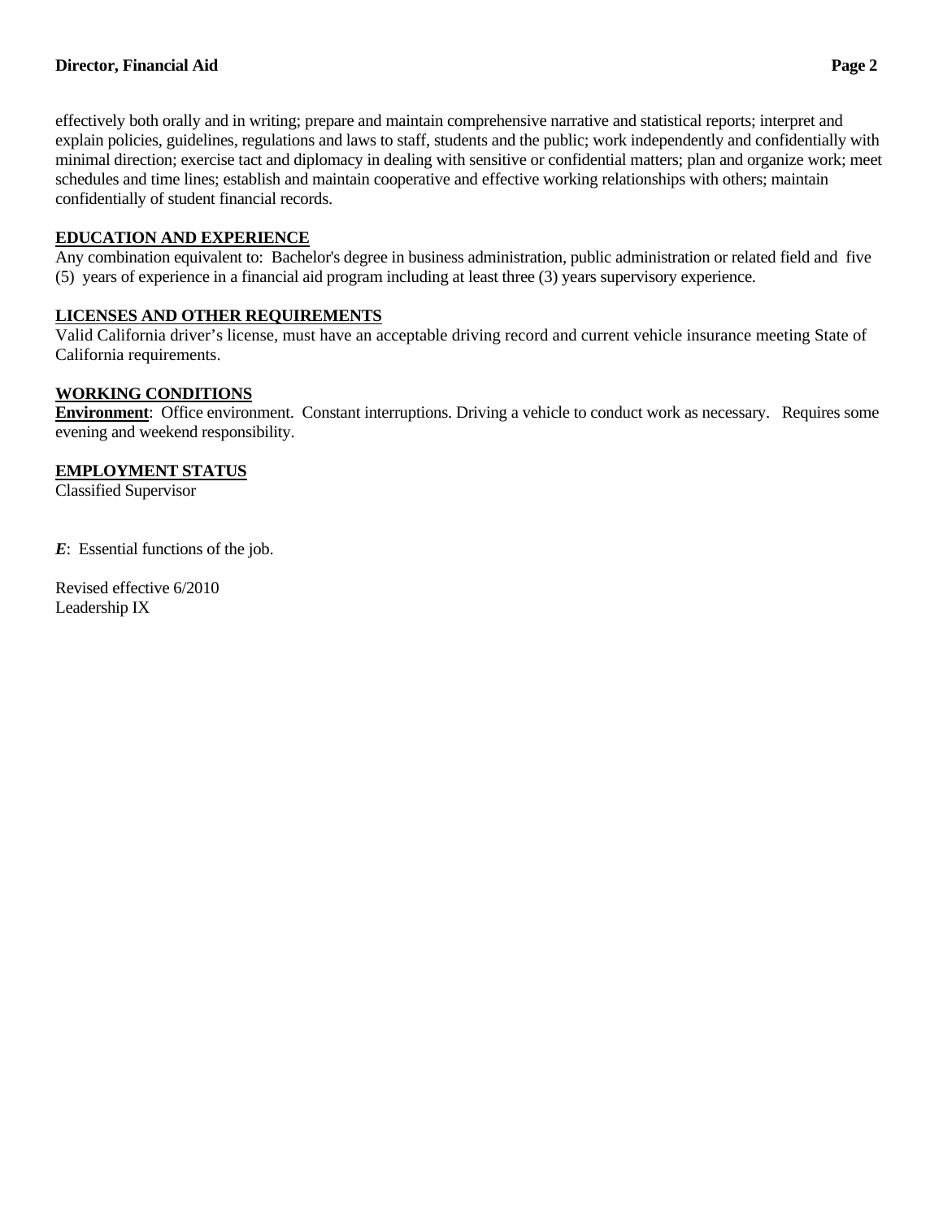effectively both orally and in writing; prepare and maintain comprehensive narrative and statistical reports; interpret and explain policies, guidelines, regulations and laws to staff, students and the public; work independently and confidentially with minimal direction; exercise tact and diplomacy in dealing with sensitive or confidential matters; plan and organize work; meet schedules and time lines; establish and maintain cooperative and effective working relationships with others; maintain confidentially of student financial records.

## EDUCATION AND EXPERIENCE

Any combination equivalent to: Bachelor's degree in business administration, public administration or related field and five (5) years of experience in a financial aid program including at least three (3) years supervisory experience.

## LICENSES AND OTHER REQUIREMENTS

Valid California driver's license, must have an acceptable driving record and current vehicle insurance meeting State of California requirements.

## WORKING CONDITIONS

**Environment**: Office environment. Constant interruptions. Driving a vehicle to conduct work as necessary. Requires some evening and weekend responsibility.

## EMPLOYMENT STATUS

Classified Supervisor

***E***: Essential functions of the job.

Revised effective 6/2010
Leadership IX